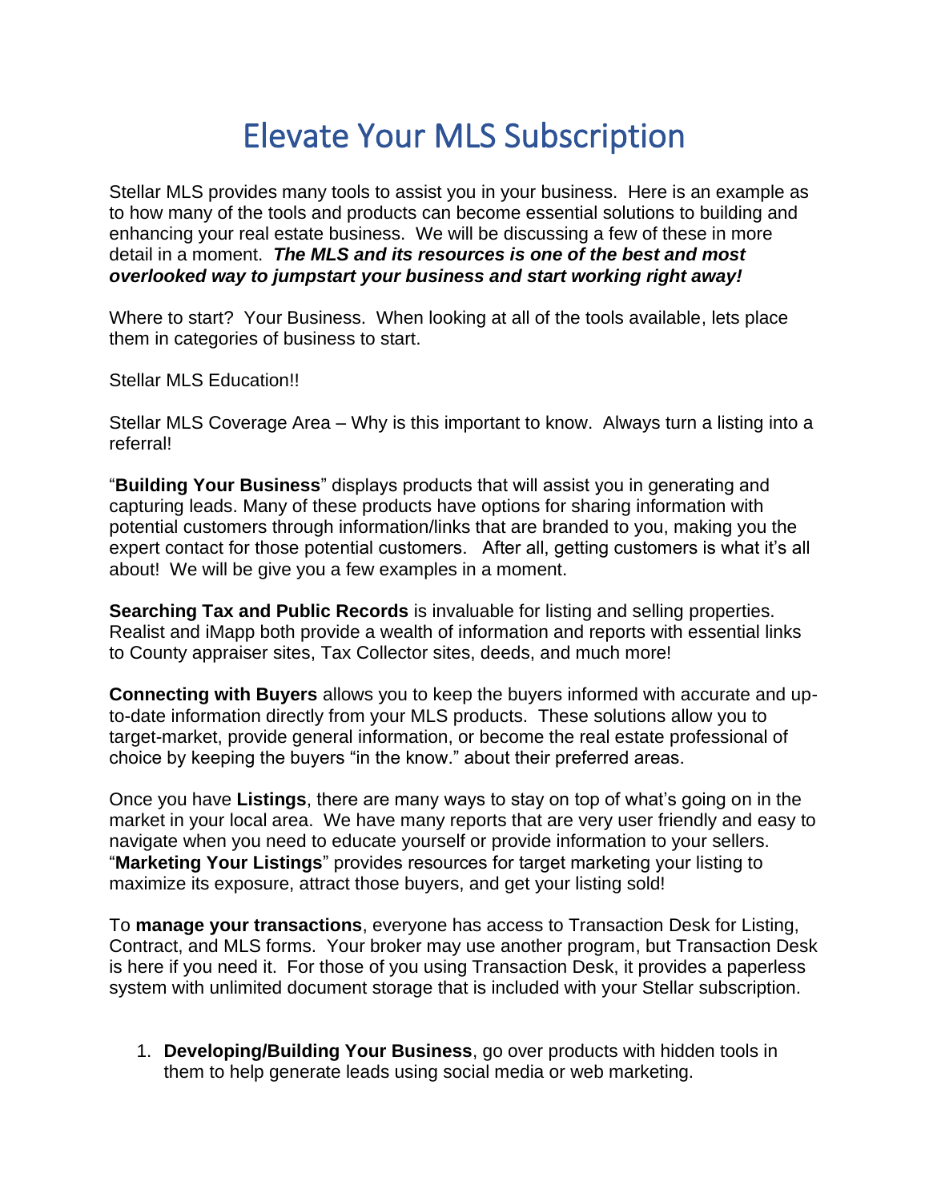# Elevate Your MLS Subscription

Stellar MLS provides many tools to assist you in your business. Here is an example as to how many of the tools and products can become essential solutions to building and enhancing your real estate business. We will be discussing a few of these in more detail in a moment. ***The MLS and its resources is one of the best and most overlooked way to jumpstart your business and start working right away!***

Where to start? Your Business. When looking at all of the tools available, lets place them in categories of business to start.

Stellar MLS Education!!

Stellar MLS Coverage Area – Why is this important to know. Always turn a listing into a referral!

"**Building Your Business**" displays products that will assist you in generating and capturing leads. Many of these products have options for sharing information with potential customers through information/links that are branded to you, making you the expert contact for those potential customers. After all, getting customers is what it's all about! We will be give you a few examples in a moment.

**Searching Tax and Public Records** is invaluable for listing and selling properties. Realist and iMapp both provide a wealth of information and reports with essential links to County appraiser sites, Tax Collector sites, deeds, and much more!

**Connecting with Buyers** allows you to keep the buyers informed with accurate and up-to-date information directly from your MLS products. These solutions allow you to target-market, provide general information, or become the real estate professional of choice by keeping the buyers "in the know." about their preferred areas.

Once you have **Listings**, there are many ways to stay on top of what's going on in the market in your local area. We have many reports that are very user friendly and easy to navigate when you need to educate yourself or provide information to your sellers. "**Marketing Your Listings**" provides resources for target marketing your listing to maximize its exposure, attract those buyers, and get your listing sold!

To **manage your transactions**, everyone has access to Transaction Desk for Listing, Contract, and MLS forms. Your broker may use another program, but Transaction Desk is here if you need it. For those of you using Transaction Desk, it provides a paperless system with unlimited document storage that is included with your Stellar subscription.

1. **Developing/Building Your Business**, go over products with hidden tools in them to help generate leads using social media or web marketing.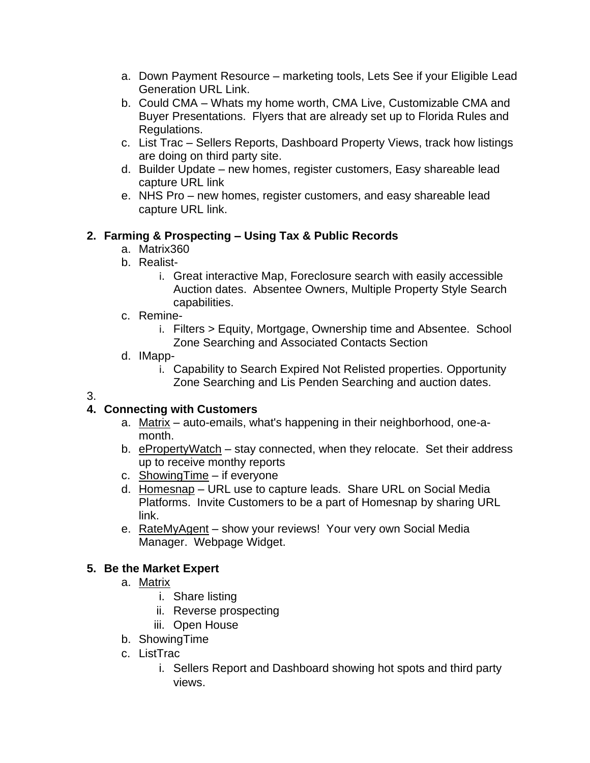a. Down Payment Resource – marketing tools, Lets See if your Eligible Lead Generation URL Link.
b. Could CMA – Whats my home worth, CMA Live, Customizable CMA and Buyer Presentations. Flyers that are already set up to Florida Rules and Regulations.
c. List Trac – Sellers Reports, Dashboard Property Views, track how listings are doing on third party site.
d. Builder Update – new homes, register customers, Easy shareable lead capture URL link
e. NHS Pro – new homes, register customers, and easy shareable lead capture URL link.

**2. Farming & Prospecting – Using Tax & Public Records**

a. Matrix360
b. Realist-
   i. Great interactive Map, Foreclosure search with easily accessible Auction dates. Absentee Owners, Multiple Property Style Search capabilities.
c. Remine-
   i. Filters > Equity, Mortgage, Ownership time and Absentee. School Zone Searching and Associated Contacts Section
d. IMapp-
   i. Capability to Search Expired Not Relisted properties. Opportunity Zone Searching and Lis Penden Searching and auction dates.

3.

**4. Connecting with Customers**

a. Matrix – auto-emails, what's happening in their neighborhood, one-a-month.
b. ePropertyWatch – stay connected, when they relocate. Set their address up to receive monthy reports
c. ShowingTime – if everyone
d. Homesnap – URL use to capture leads. Share URL on Social Media Platforms. Invite Customers to be a part of Homesnap by sharing URL link.
e. RateMyAgent – show your reviews! Your very own Social Media Manager. Webpage Widget.

**5. Be the Market Expert**

a. Matrix
   i. Share listing
   ii. Reverse prospecting
   iii. Open House
b. ShowingTime
c. ListTrac
   i. Sellers Report and Dashboard showing hot spots and third party views.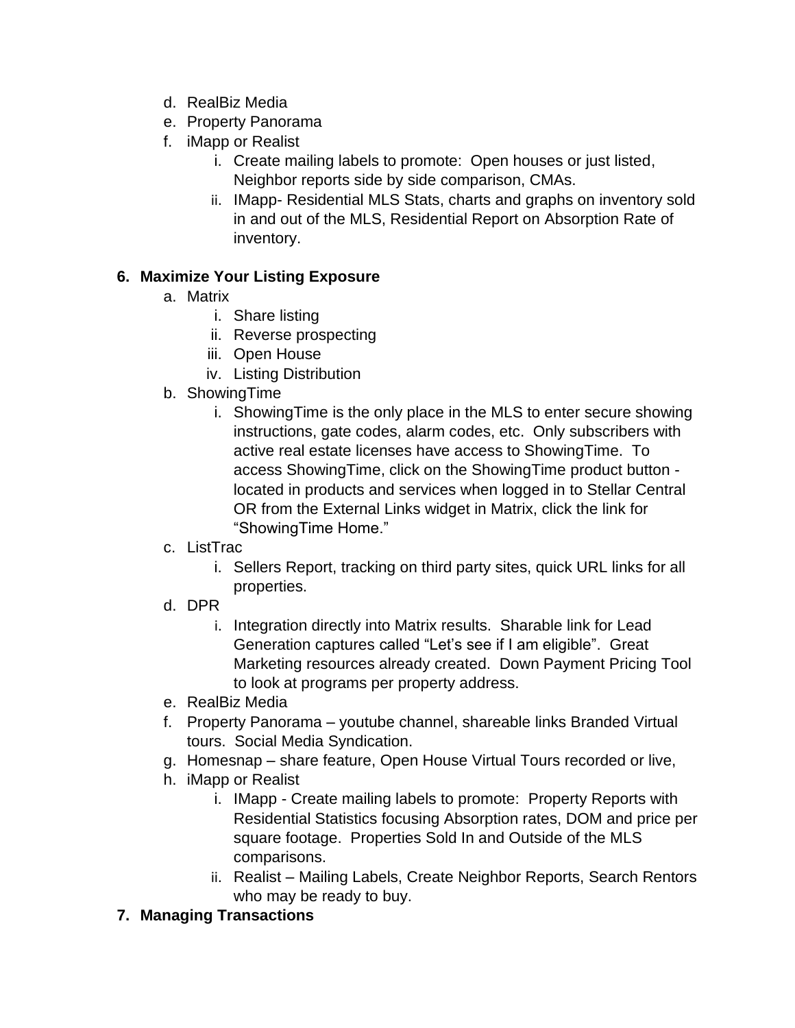d. RealBiz Media
e. Property Panorama
f. iMapp or Realist
    i. Create mailing labels to promote: Open houses or just listed, Neighbor reports side by side comparison, CMAs.
    ii. IMapp- Residential MLS Stats, charts and graphs on inventory sold in and out of the MLS, Residential Report on Absorption Rate of inventory.

**6. Maximize Your Listing Exposure**

a. Matrix
    i. Share listing
    ii. Reverse prospecting
    iii. Open House
    iv. Listing Distribution
b. ShowingTime
    i. ShowingTime is the only place in the MLS to enter secure showing instructions, gate codes, alarm codes, etc. Only subscribers with active real estate licenses have access to ShowingTime. To access ShowingTime, click on the ShowingTime product button - located in products and services when logged in to Stellar Central OR from the External Links widget in Matrix, click the link for "ShowingTime Home."
c. ListTrac
    i. Sellers Report, tracking on third party sites, quick URL links for all properties.
d. DPR
    i. Integration directly into Matrix results. Sharable link for Lead Generation captures called "Let's see if I am eligible". Great Marketing resources already created. Down Payment Pricing Tool to look at programs per property address.
e. RealBiz Media
f. Property Panorama – youtube channel, shareable links Branded Virtual tours. Social Media Syndication.
g. Homesnap – share feature, Open House Virtual Tours recorded or live,
h. iMapp or Realist
    i. IMapp - Create mailing labels to promote: Property Reports with Residential Statistics focusing Absorption rates, DOM and price per square footage. Properties Sold In and Outside of the MLS comparisons.
    ii. Realist – Mailing Labels, Create Neighbor Reports, Search Rentors who may be ready to buy.

**7. Managing Transactions**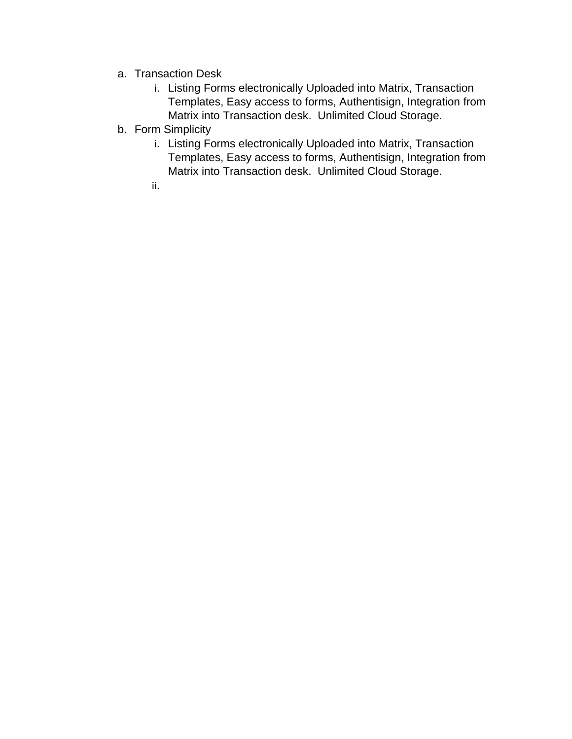a. Transaction Desk
    i. Listing Forms electronically Uploaded into Matrix, Transaction Templates, Easy access to forms, Authentisign, Integration from Matrix into Transaction desk.  Unlimited Cloud Storage.
b. Form Simplicity
    i. Listing Forms electronically Uploaded into Matrix, Transaction Templates, Easy access to forms, Authentisign, Integration from Matrix into Transaction desk.  Unlimited Cloud Storage.
    ii.